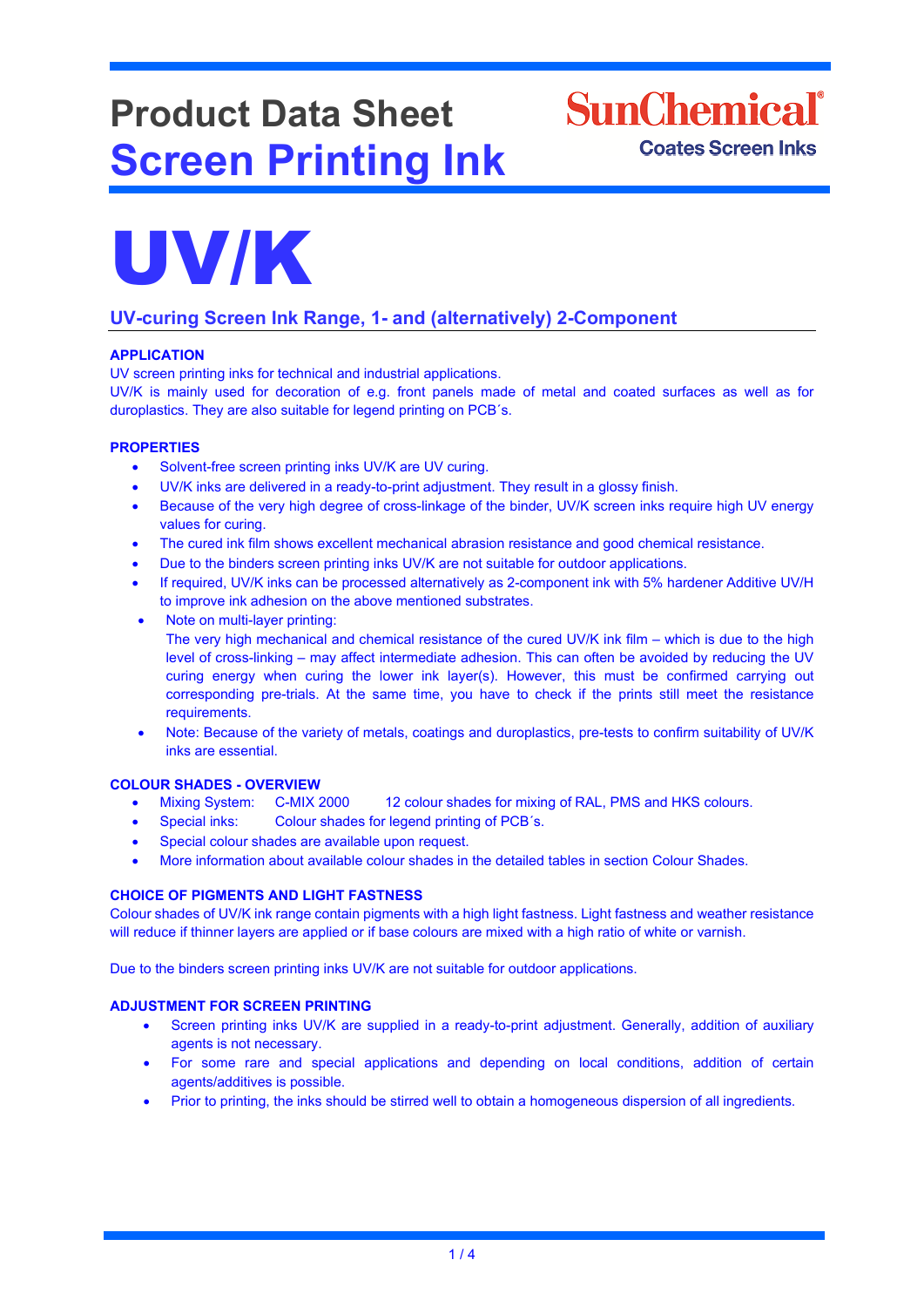# Product Data Sheet
# Screen Printing Ink

SunChemical
Coates Screen Inks

# UV/K

## UV-curing Screen Ink Range, 1- and (alternatively) 2-Component

### APPLICATION

UV screen printing inks for technical and industrial applications.
UV/K is mainly used for decoration of e.g. front panels made of metal and coated surfaces as well as for duroplastics. They are also suitable for legend printing on PCB´s.

### PROPERTIES

- Solvent-free screen printing inks UV/K are UV curing.
- UV/K inks are delivered in a ready-to-print adjustment. They result in a glossy finish.
- Because of the very high degree of cross-linkage of the binder, UV/K screen inks require high UV energy values for curing.
- The cured ink film shows excellent mechanical abrasion resistance and good chemical resistance.
- Due to the binders screen printing inks UV/K are not suitable for outdoor applications.
- If required, UV/K inks can be processed alternatively as 2-component ink with 5% hardener Additive UV/H to improve ink adhesion on the above mentioned substrates.
- Note on multi-layer printing:
  The very high mechanical and chemical resistance of the cured UV/K ink film – which is due to the high level of cross-linking – may affect intermediate adhesion. This can often be avoided by reducing the UV curing energy when curing the lower ink layer(s). However, this must be confirmed carrying out corresponding pre-trials. At the same time, you have to check if the prints still meet the resistance requirements.
- Note: Because of the variety of metals, coatings and duroplastics, pre-tests to confirm suitability of UV/K inks are essential.

### COLOUR SHADES - OVERVIEW

- Mixing System: C-MIX 2000 12 colour shades for mixing of RAL, PMS and HKS colours.
- Special inks: Colour shades for legend printing of PCB´s.
- Special colour shades are available upon request.
- More information about available colour shades in the detailed tables in section Colour Shades.

### CHOICE OF PIGMENTS AND LIGHT FASTNESS

Colour shades of UV/K ink range contain pigments with a high light fastness. Light fastness and weather resistance will reduce if thinner layers are applied or if base colours are mixed with a high ratio of white or varnish.

Due to the binders screen printing inks UV/K are not suitable for outdoor applications.

### ADJUSTMENT FOR SCREEN PRINTING

- Screen printing inks UV/K are supplied in a ready-to-print adjustment. Generally, addition of auxiliary agents is not necessary.
- For some rare and special applications and depending on local conditions, addition of certain agents/additives is possible.
- Prior to printing, the inks should be stirred well to obtain a homogeneous dispersion of all ingredients.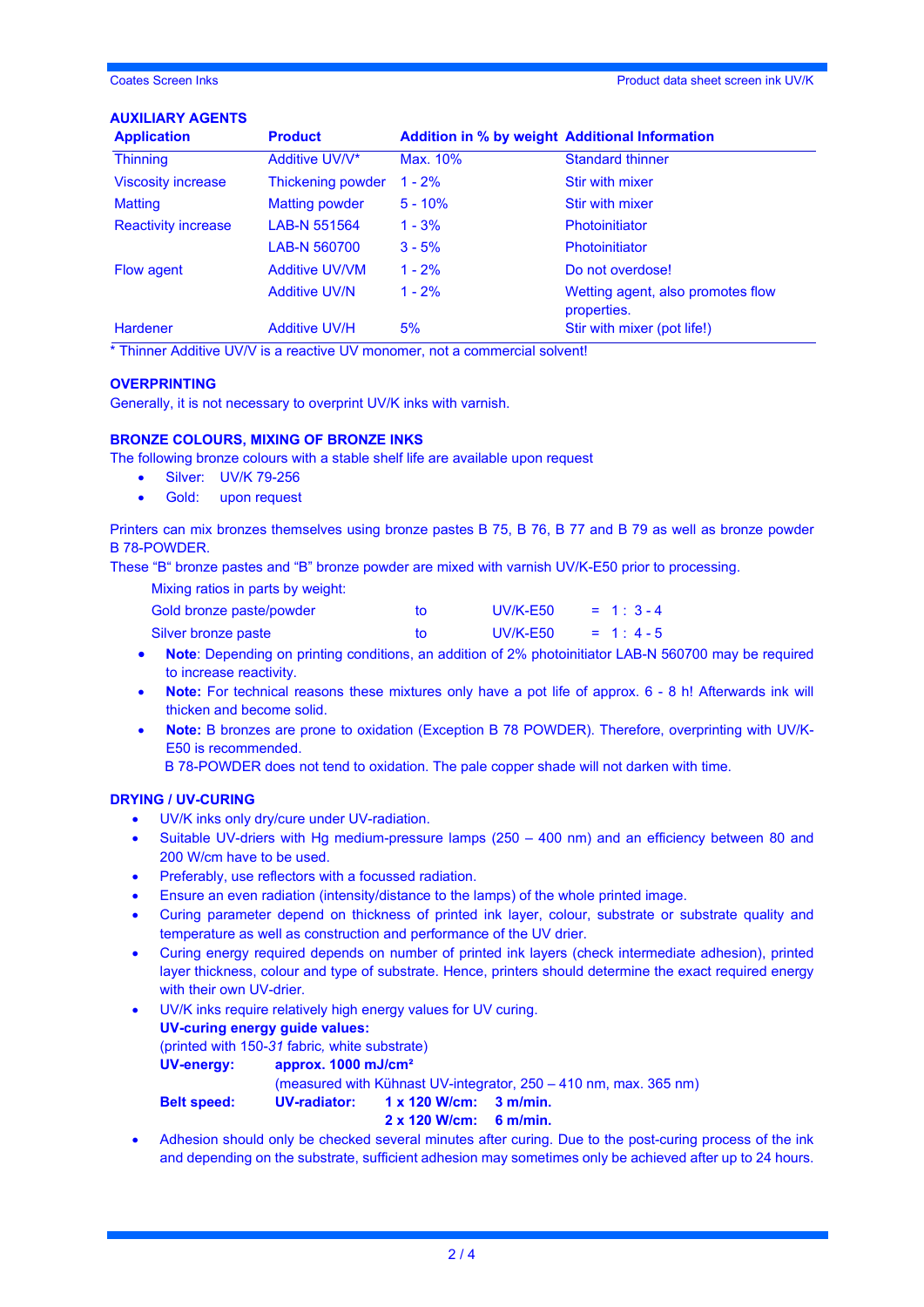## AUXILIARY AGENTS

| Application | Product | Addition in % by weight | Additional Information |
|---|---|---|---|
| Thinning | Additive UV/V* | Max. 10% | Standard thinner |
| Viscosity increase | Thickening powder | 1 - 2% | Stir with mixer |
| Matting | Matting powder | 5 - 10% | Stir with mixer |
| Reactivity increase | LAB-N 551564 | 1 - 3% | Photoinitiator |
| | LAB-N 560700 | 3 - 5% | Photoinitiator |
| Flow agent | Additive UV/VM | 1 - 2% | Do not overdose! |
| | Additive UV/N | 1 - 2% | Wetting agent, also promotes flow properties. |
| Hardener | Additive UV/H | 5% | Stir with mixer (pot life!) |

* Thinner Additive UV/V is a reactive UV monomer, not a commercial solvent!

## OVERPRINTING

Generally, it is not necessary to overprint UV/K inks with varnish.

## BRONZE COLOURS, MIXING OF BRONZE INKS

The following bronze colours with a stable shelf life are available upon request

- Silver: UV/K 79-256
- Gold: upon request

Printers can mix bronzes themselves using bronze pastes B 75, B 76, B 77 and B 79 as well as bronze powder B 78-POWDER.

These "B" bronze pastes and "B" bronze powder are mixed with varnish UV/K-E50 prior to processing.

Mixing ratios in parts by weight:

| | | | |
|---|---|---|---|
| Gold bronze paste/powder | to | UV/K-E50 | = 1 : 3 - 4 |
| Silver bronze paste | to | UV/K-E50 | = 1 : 4 - 5 |

- **Note**: Depending on printing conditions, an addition of 2% photoinitiator LAB-N 560700 may be required to increase reactivity.
- **Note:** For technical reasons these mixtures only have a pot life of approx. 6 - 8 h! Afterwards ink will thicken and become solid.
- **Note:** B bronzes are prone to oxidation (Exception B 78 POWDER). Therefore, overprinting with UV/K-E50 is recommended.
  B 78-POWDER does not tend to oxidation. The pale copper shade will not darken with time.

## DRYING / UV-CURING

- UV/K inks only dry/cure under UV-radiation.
- Suitable UV-driers with Hg medium-pressure lamps (250 – 400 nm) and an efficiency between 80 and 200 W/cm have to be used.
- Preferably, use reflectors with a focussed radiation.
- Ensure an even radiation (intensity/distance to the lamps) of the whole printed image.
- Curing parameter depend on thickness of printed ink layer, colour, substrate or substrate quality and temperature as well as construction and performance of the UV drier.
- Curing energy required depends on number of printed ink layers (check intermediate adhesion), printed layer thickness, colour and type of substrate. Hence, printers should determine the exact required energy with their own UV-drier.
- UV/K inks require relatively high energy values for UV curing.
  **UV-curing energy guide values:**
  (printed with 150-*31* fabric, white substrate)
  **UV-energy:** **approx. 1000 mJ/cm²**
  (measured with Kühnast UV-integrator, 250 – 410 nm, max. 365 nm)
  **Belt speed:** **UV-radiator:** **1 x 120 W/cm: 3 m/min.**
  **2 x 120 W/cm: 6 m/min.**
- Adhesion should only be checked several minutes after curing. Due to the post-curing process of the ink and depending on the substrate, sufficient adhesion may sometimes only be achieved after up to 24 hours.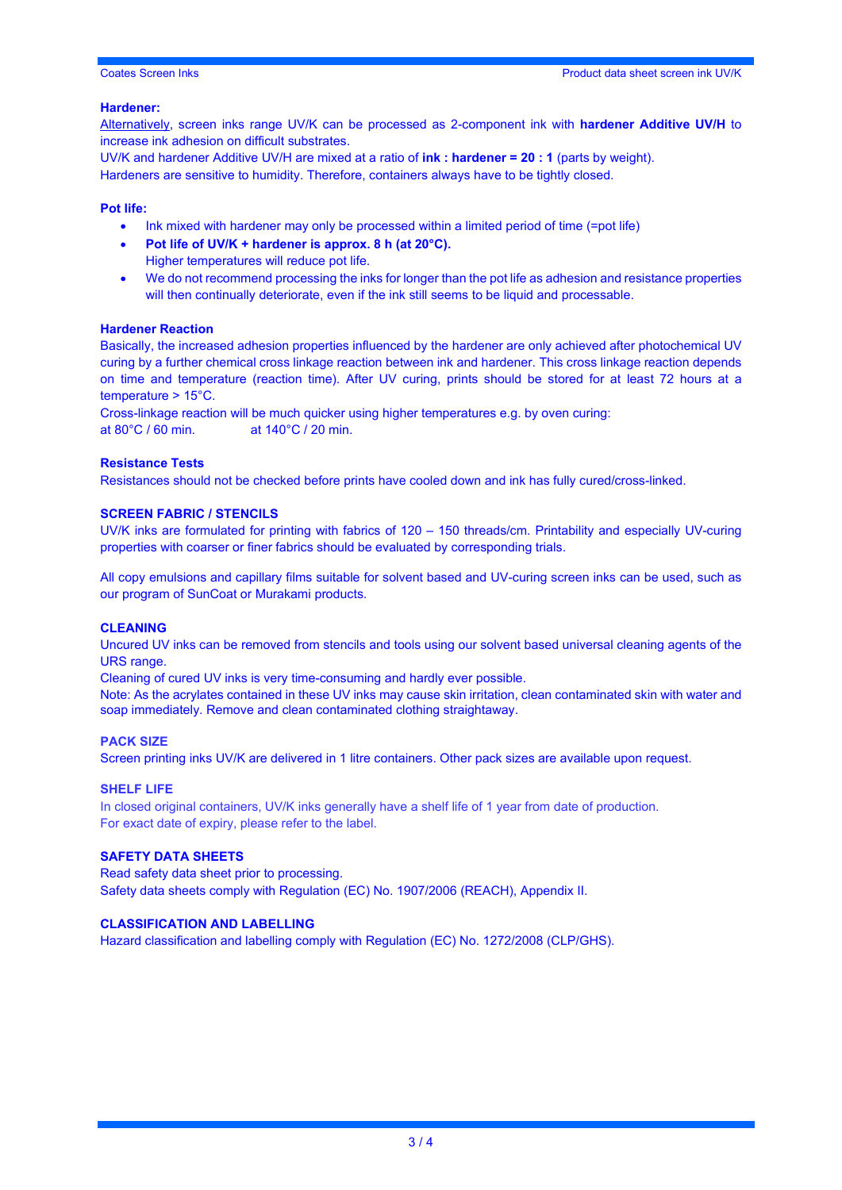**Hardener:**

Alternatively, screen inks range UV/K can be processed as 2-component ink with **hardener Additive UV/H** to increase ink adhesion on difficult substrates.

UV/K and hardener Additive UV/H are mixed at a ratio of **ink : hardener = 20 : 1** (parts by weight).

Hardeners are sensitive to humidity. Therefore, containers always have to be tightly closed.

**Pot life:**

- Ink mixed with hardener may only be processed within a limited period of time (=pot life)
- **Pot life of UV/K + hardener is approx. 8 h (at 20°C).**
  Higher temperatures will reduce pot life.
- We do not recommend processing the inks for longer than the pot life as adhesion and resistance properties will then continually deteriorate, even if the ink still seems to be liquid and processable.

**Hardener Reaction**

Basically, the increased adhesion properties influenced by the hardener are only achieved after photochemical UV curing by a further chemical cross linkage reaction between ink and hardener. This cross linkage reaction depends on time and temperature (reaction time). After UV curing, prints should be stored for at least 72 hours at a temperature > 15°C.

Cross-linkage reaction will be much quicker using higher temperatures e.g. by oven curing:
at 80°C / 60 min. at 140°C / 20 min.

**Resistance Tests**

Resistances should not be checked before prints have cooled down and ink has fully cured/cross-linked.

**SCREEN FABRIC / STENCILS**

UV/K inks are formulated for printing with fabrics of 120 – 150 threads/cm. Printability and especially UV-curing properties with coarser or finer fabrics should be evaluated by corresponding trials.

All copy emulsions and capillary films suitable for solvent based and UV-curing screen inks can be used, such as our program of SunCoat or Murakami products.

**CLEANING**

Uncured UV inks can be removed from stencils and tools using our solvent based universal cleaning agents of the URS range.

Cleaning of cured UV inks is very time-consuming and hardly ever possible.

Note: As the acrylates contained in these UV inks may cause skin irritation, clean contaminated skin with water and soap immediately. Remove and clean contaminated clothing straightaway.

**PACK SIZE**

Screen printing inks UV/K are delivered in 1 litre containers. Other pack sizes are available upon request.

**SHELF LIFE**

In closed original containers, UV/K inks generally have a shelf life of 1 year from date of production.
For exact date of expiry, please refer to the label.

**SAFETY DATA SHEETS**

Read safety data sheet prior to processing.
Safety data sheets comply with Regulation (EC) No. 1907/2006 (REACH), Appendix II.

**CLASSIFICATION AND LABELLING**

Hazard classification and labelling comply with Regulation (EC) No. 1272/2008 (CLP/GHS).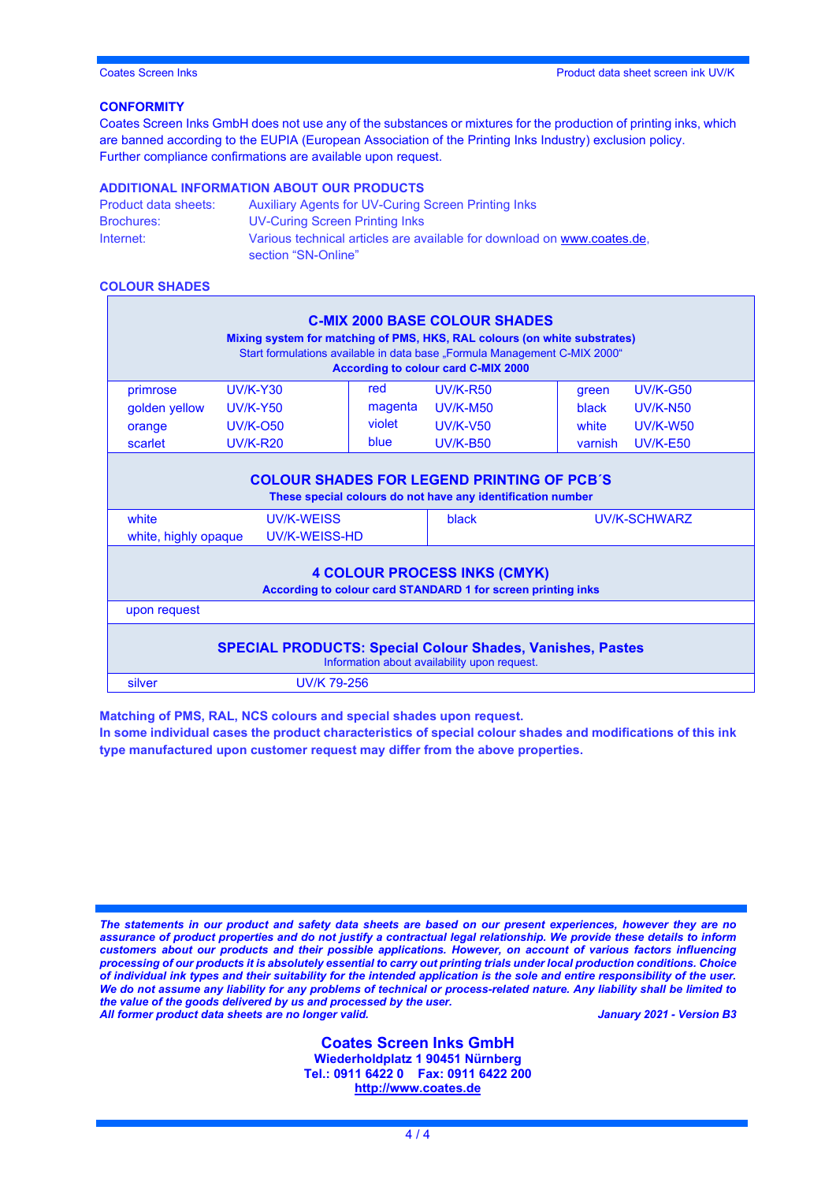## CONFORMITY

Coates Screen Inks GmbH does not use any of the substances or mixtures for the production of printing inks, which are banned according to the EUPIA (European Association of the Printing Inks Industry) exclusion policy.
Further compliance confirmations are available upon request.

## ADDITIONAL INFORMATION ABOUT OUR PRODUCTS

| | |
|---|---|
| Product data sheets: | Auxiliary Agents for UV-Curing Screen Printing Inks |
| Brochures: | UV-Curing Screen Printing Inks |
| Internet: | Various technical articles are available for download on www.coates.de, section "SN-Online" |

## COLOUR SHADES

**C-MIX 2000 BASE COLOUR SHADES**
**Mixing system for matching of PMS, HKS, RAL colours (on white substrates)**
Start formulations available in data base „Formula Management C-MIX 2000"
**According to colour card C-MIX 2000**

| | | | | | |
|---|---|---|---|---|---|
| primrose | UV/K-Y30 | red | UV/K-R50 | green | UV/K-G50 |
| golden yellow | UV/K-Y50 | magenta | UV/K-M50 | black | UV/K-N50 |
| orange | UV/K-O50 | violet | UV/K-V50 | white | UV/K-W50 |
| scarlet | UV/K-R20 | blue | UV/K-B50 | varnish | UV/K-E50 |

**COLOUR SHADES FOR LEGEND PRINTING OF PCB´S**
**These special colours do not have any identification number**

| | | | |
|---|---|---|---|
| white | UV/K-WEISS | black | UV/K-SCHWARZ |
| white, highly opaque | UV/K-WEISS-HD | | |

**4 COLOUR PROCESS INKS (CMYK)**
**According to colour card STANDARD 1 for screen printing inks**

upon request

**SPECIAL PRODUCTS: Special Colour Shades, Vanishes, Pastes**
Information about availability upon request.

| | |
|---|---|
| silver | UV/K 79-256 |

**Matching of PMS, RAL, NCS colours and special shades upon request.**
**In some individual cases the product characteristics of special colour shades and modifications of this ink type manufactured upon customer request may differ from the above properties.**

***The statements in our product and safety data sheets are based on our present experiences, however they are no assurance of product properties and do not justify a contractual legal relationship. We provide these details to inform customers about our products and their possible applications. However, on account of various factors influencing processing of our products it is absolutely essential to carry out printing trials under local production conditions. Choice of individual ink types and their suitability for the intended application is the sole and entire responsibility of the user. We do not assume any liability for any problems of technical or process-related nature. Any liability shall be limited to the value of the goods delivered by us and processed by the user.***
***All former product data sheets are no longer valid.*** ***January 2021 - Version B3***

**Coates Screen Inks GmbH**
**Wiederholdplatz 1 90451 Nürnberg**
**Tel.: 0911 6422 0 Fax: 0911 6422 200**
**http://www.coates.de**